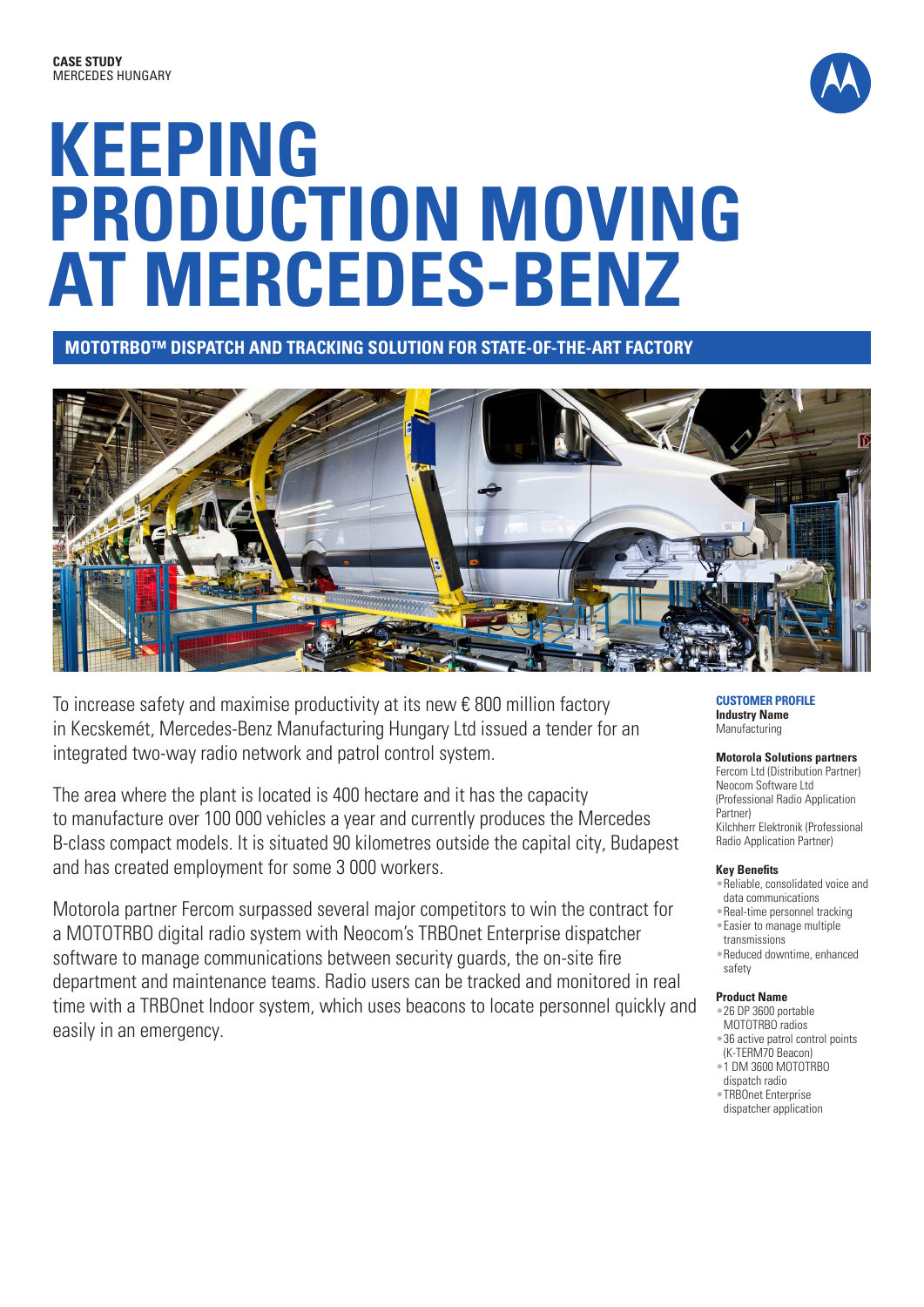**CASE STUDY**
MERCEDES HUNGARY

# KEEPING PRODUCTION MOVING AT MERCEDES-BENZ

## MOTOTRBO™ DISPATCH AND TRACKING SOLUTION FOR STATE-OF-THE-ART FACTORY

To increase safety and maximise productivity at its new € 800 million factory in Kecskemét, Mercedes-Benz Manufacturing Hungary Ltd issued a tender for an integrated two-way radio network and patrol control system.

The area where the plant is located is 400 hectare and it has the capacity to manufacture over 100 000 vehicles a year and currently produces the Mercedes B-class compact models. It is situated 90 kilometres outside the capital city, Budapest and has created employment for some 3 000 workers.

Motorola partner Fercom surpassed several major competitors to win the contract for a MOTOTRBO digital radio system with Neocom's TRBOnet Enterprise dispatcher software to manage communications between security guards, the on-site fire department and maintenance teams. Radio users can be tracked and monitored in real time with a TRBOnet Indoor system, which uses beacons to locate personnel quickly and easily in an emergency.

### CUSTOMER PROFILE

**Industry Name**
Manufacturing

**Motorola Solutions partners**
Fercom Ltd (Distribution Partner)
Neocom Software Ltd (Professional Radio Application Partner)
Kilchherr Elektronik (Professional Radio Application Partner)

**Key Benefits**
- Reliable, consolidated voice and data communications
- Real-time personnel tracking
- Easier to manage multiple transmissions
- Reduced downtime, enhanced safety

**Product Name**
- 26 DP 3600 portable MOTOTRBO radios
- 36 active patrol control points (K-TERM70 Beacon)
- 1 DM 3600 MOTOTRBO dispatch radio
- TRBOnet Enterprise dispatcher application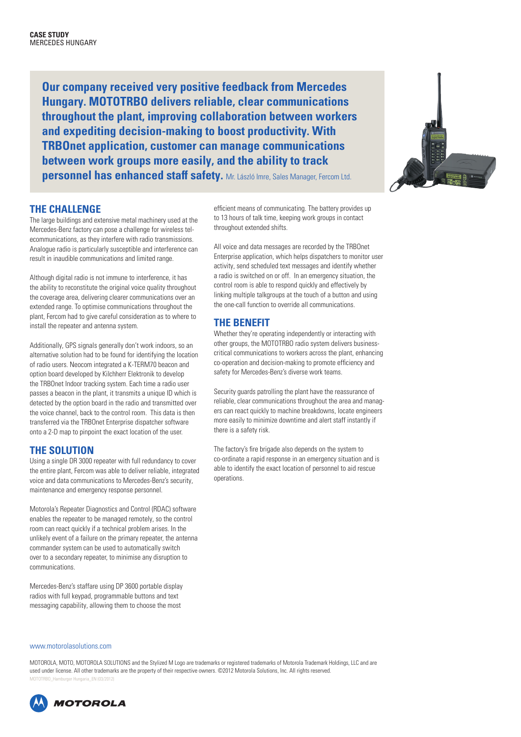**CASE STUDY**
MERCEDES HUNGARY

**Our company received very positive feedback from Mercedes Hungary. MOTOTRBO delivers reliable, clear communications throughout the plant, improving collaboration between workers and expediting decision-making to boost productivity. With TRBOnet application, customer can manage communications between work groups more easily, and the ability to track personnel has enhanced staff safety.** Mr. László Imre, Sales Manager, Fercom Ltd.

## THE CHALLENGE

The large buildings and extensive metal machinery used at the Mercedes-Benz factory can pose a challenge for wireless telecommunications, as they interfere with radio transmissions. Analogue radio is particularly susceptible and interference can result in inaudible communications and limited range.

Although digital radio is not immune to interference, it has the ability to reconstitute the original voice quality throughout the coverage area, delivering clearer communications over an extended range. To optimise communications throughout the plant, Fercom had to give careful consideration as to where to install the repeater and antenna system.

Additionally, GPS signals generally don't work indoors, so an alternative solution had to be found for identifying the location of radio users. Neocom integrated a K-TERM70 beacon and option board developed by Kilchherr Elektronik to develop the TRBOnet Indoor tracking system. Each time a radio user passes a beacon in the plant, it transmits a unique ID which is detected by the option board in the radio and transmitted over the voice channel, back to the control room. This data is then transferred via the TRBOnet Enterprise dispatcher software onto a 2-D map to pinpoint the exact location of the user.

## THE SOLUTION

Using a single DR 3000 repeater with full redundancy to cover the entire plant, Fercom was able to deliver reliable, integrated voice and data communications to Mercedes-Benz's security, maintenance and emergency response personnel.

Motorola's Repeater Diagnostics and Control (RDAC) software enables the repeater to be managed remotely, so the control room can react quickly if a technical problem arises. In the unlikely event of a failure on the primary repeater, the antenna commander system can be used to automatically switch over to a secondary repeater, to minimise any disruption to communications.

Mercedes-Benz's staffare using DP 3600 portable display radios with full keypad, programmable buttons and text messaging capability, allowing them to choose the most efficient means of communicating. The battery provides up to 13 hours of talk time, keeping work groups in contact throughout extended shifts.

All voice and data messages are recorded by the TRBOnet Enterprise application, which helps dispatchers to monitor user activity, send scheduled text messages and identify whether a radio is switched on or off. In an emergency situation, the control room is able to respond quickly and effectively by linking multiple talkgroups at the touch of a button and using the one-call function to override all communications.

## THE BENEFIT

Whether they're operating independently or interacting with other groups, the MOTOTRBO radio system delivers business-critical communications to workers across the plant, enhancing co-operation and decision-making to promote efficiency and safety for Mercedes-Benz's diverse work teams.

Security guards patrolling the plant have the reassurance of reliable, clear communications throughout the area and managers can react quickly to machine breakdowns, locate engineers more easily to minimize downtime and alert staff instantly if there is a safety risk.

The factory's fire brigade also depends on the system to co-ordinate a rapid response in an emergency situation and is able to identify the exact location of personnel to aid rescue operations.

www.motorolasolutions.com

MOTOROLA, MOTO, MOTOROLA SOLUTIONS and the Stylized M Logo are trademarks or registered trademarks of Motorola Trademark Holdings, LLC and are used under license. All other trademarks are the property of their respective owners. ©2012 Motorola Solutions, Inc. All rights reserved.
MOTOTRBO_Hamburger Hungaria_EN (03/2012)

MOTOROLA